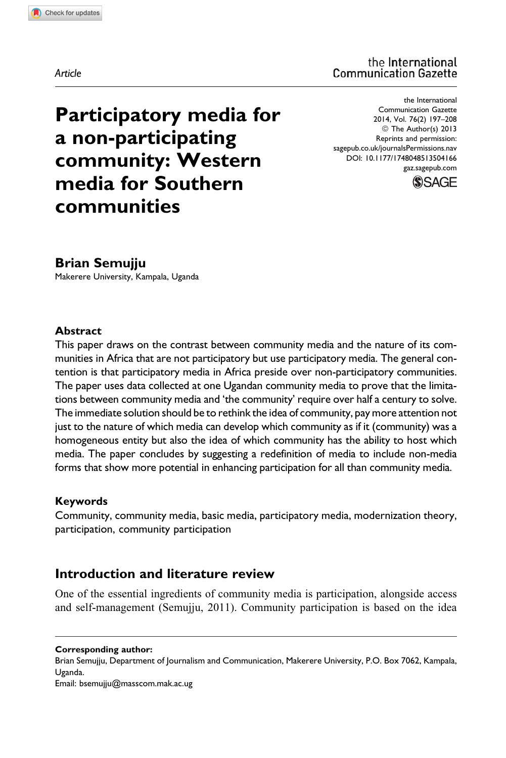*Article*

# Participatory media for a non-participating community: Western media for Southern communities

**Brian Semujju**
Makerere University, Kampala, Uganda

the International Communication Gazette
2014, Vol. 76(2) 197–208
© The Author(s) 2013
Reprints and permission: sagepub.co.uk/journalsPermissions.nav
DOI: 10.1177/1748048513504166
gaz.sagepub.com

### Abstract

This paper draws on the contrast between community media and the nature of its communities in Africa that are not participatory but use participatory media. The general contention is that participatory media in Africa preside over non-participatory communities. The paper uses data collected at one Ugandan community media to prove that the limitations between community media and 'the community' require over half a century to solve. The immediate solution should be to rethink the idea of community, pay more attention not just to the nature of which media can develop which community as if it (community) was a homogeneous entity but also the idea of which community has the ability to host which media. The paper concludes by suggesting a redefinition of media to include non-media forms that show more potential in enhancing participation for all than community media.

### Keywords

Community, community media, basic media, participatory media, modernization theory, participation, community participation

## Introduction and literature review

One of the essential ingredients of community media is participation, alongside access and self-management (Semujju, 2011). Community participation is based on the idea

**Corresponding author:**
Brian Semujju, Department of Journalism and Communication, Makerere University, P.O. Box 7062, Kampala, Uganda.
Email: bsemujju@masscom.mak.ac.ug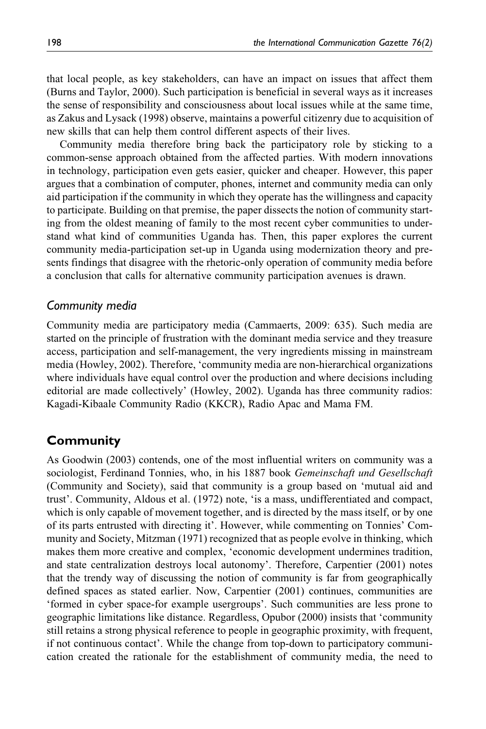that local people, as key stakeholders, can have an impact on issues that affect them (Burns and Taylor, 2000). Such participation is beneficial in several ways as it increases the sense of responsibility and consciousness about local issues while at the same time, as Zakus and Lysack (1998) observe, maintains a powerful citizenry due to acquisition of new skills that can help them control different aspects of their lives.

Community media therefore bring back the participatory role by sticking to a common-sense approach obtained from the affected parties. With modern innovations in technology, participation even gets easier, quicker and cheaper. However, this paper argues that a combination of computer, phones, internet and community media can only aid participation if the community in which they operate has the willingness and capacity to participate. Building on that premise, the paper dissects the notion of community starting from the oldest meaning of family to the most recent cyber communities to understand what kind of communities Uganda has. Then, this paper explores the current community media-participation set-up in Uganda using modernization theory and presents findings that disagree with the rhetoric-only operation of community media before a conclusion that calls for alternative community participation avenues is drawn.

### *Community media*

Community media are participatory media (Cammaerts, 2009: 635). Such media are started on the principle of frustration with the dominant media service and they treasure access, participation and self-management, the very ingredients missing in mainstream media (Howley, 2002). Therefore, 'community media are non-hierarchical organizations where individuals have equal control over the production and where decisions including editorial are made collectively' (Howley, 2002). Uganda has three community radios: Kagadi-Kibaale Community Radio (KKCR), Radio Apac and Mama FM.

## Community

As Goodwin (2003) contends, one of the most influential writers on community was a sociologist, Ferdinand Tonnies, who, in his 1887 book *Gemeinschaft und Gesellschaft* (Community and Society), said that community is a group based on 'mutual aid and trust'. Community, Aldous et al. (1972) note, 'is a mass, undifferentiated and compact, which is only capable of movement together, and is directed by the mass itself, or by one of its parts entrusted with directing it'. However, while commenting on Tonnies' Community and Society, Mitzman (1971) recognized that as people evolve in thinking, which makes them more creative and complex, 'economic development undermines tradition, and state centralization destroys local autonomy'. Therefore, Carpentier (2001) notes that the trendy way of discussing the notion of community is far from geographically defined spaces as stated earlier. Now, Carpentier (2001) continues, communities are 'formed in cyber space-for example usergroups'. Such communities are less prone to geographic limitations like distance. Regardless, Opubor (2000) insists that 'community still retains a strong physical reference to people in geographic proximity, with frequent, if not continuous contact'. While the change from top-down to participatory communication created the rationale for the establishment of community media, the need to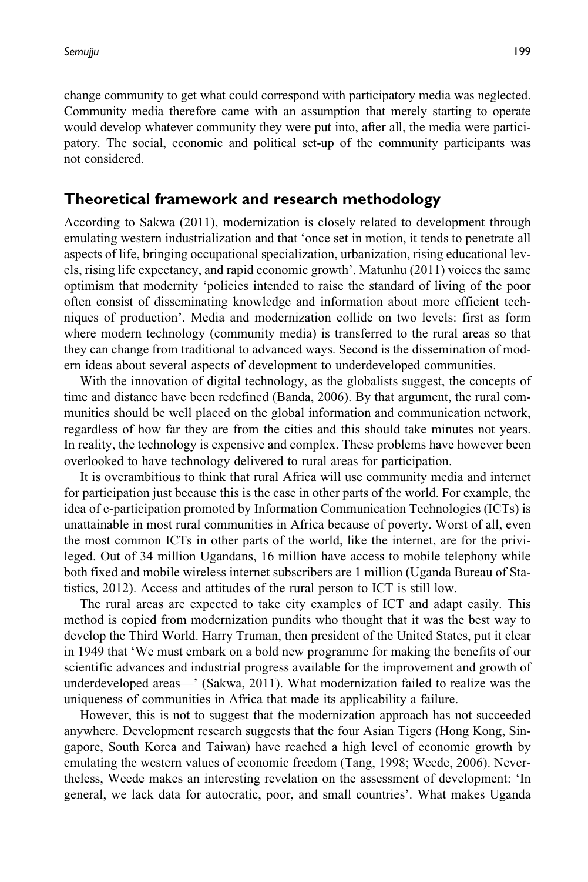change community to get what could correspond with participatory media was neglected. Community media therefore came with an assumption that merely starting to operate would develop whatever community they were put into, after all, the media were participatory. The social, economic and political set-up of the community participants was not considered.

## Theoretical framework and research methodology

According to Sakwa (2011), modernization is closely related to development through emulating western industrialization and that 'once set in motion, it tends to penetrate all aspects of life, bringing occupational specialization, urbanization, rising educational levels, rising life expectancy, and rapid economic growth'. Matunhu (2011) voices the same optimism that modernity 'policies intended to raise the standard of living of the poor often consist of disseminating knowledge and information about more efficient techniques of production'. Media and modernization collide on two levels: first as form where modern technology (community media) is transferred to the rural areas so that they can change from traditional to advanced ways. Second is the dissemination of modern ideas about several aspects of development to underdeveloped communities.

With the innovation of digital technology, as the globalists suggest, the concepts of time and distance have been redefined (Banda, 2006). By that argument, the rural communities should be well placed on the global information and communication network, regardless of how far they are from the cities and this should take minutes not years. In reality, the technology is expensive and complex. These problems have however been overlooked to have technology delivered to rural areas for participation.

It is overambitious to think that rural Africa will use community media and internet for participation just because this is the case in other parts of the world. For example, the idea of e-participation promoted by Information Communication Technologies (ICTs) is unattainable in most rural communities in Africa because of poverty. Worst of all, even the most common ICTs in other parts of the world, like the internet, are for the privileged. Out of 34 million Ugandans, 16 million have access to mobile telephony while both fixed and mobile wireless internet subscribers are 1 million (Uganda Bureau of Statistics, 2012). Access and attitudes of the rural person to ICT is still low.

The rural areas are expected to take city examples of ICT and adapt easily. This method is copied from modernization pundits who thought that it was the best way to develop the Third World. Harry Truman, then president of the United States, put it clear in 1949 that 'We must embark on a bold new programme for making the benefits of our scientific advances and industrial progress available for the improvement and growth of underdeveloped areas—' (Sakwa, 2011). What modernization failed to realize was the uniqueness of communities in Africa that made its applicability a failure.

However, this is not to suggest that the modernization approach has not succeeded anywhere. Development research suggests that the four Asian Tigers (Hong Kong, Singapore, South Korea and Taiwan) have reached a high level of economic growth by emulating the western values of economic freedom (Tang, 1998; Weede, 2006). Nevertheless, Weede makes an interesting revelation on the assessment of development: 'In general, we lack data for autocratic, poor, and small countries'. What makes Uganda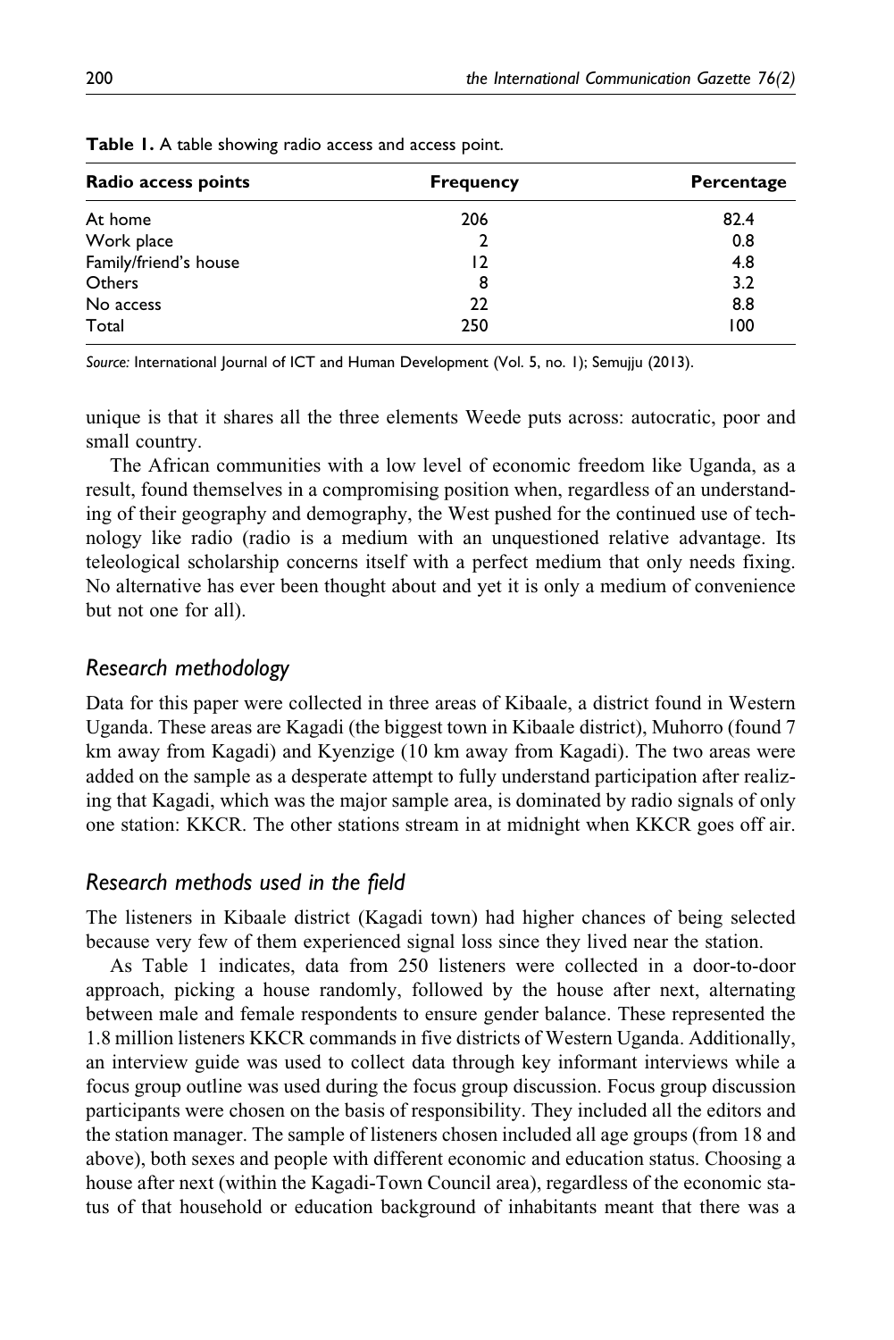**Table 1.** A table showing radio access and access point.

| Radio access points | Frequency | Percentage |
|---|---|---|
| At home | 206 | 82.4 |
| Work place | 2 | 0.8 |
| Family/friend's house | 12 | 4.8 |
| Others | 8 | 3.2 |
| No access | 22 | 8.8 |
| Total | 250 | 100 |

*Source:* International Journal of ICT and Human Development (Vol. 5, no. 1); Semujju (2013).

unique is that it shares all the three elements Weede puts across: autocratic, poor and small country.

The African communities with a low level of economic freedom like Uganda, as a result, found themselves in a compromising position when, regardless of an understanding of their geography and demography, the West pushed for the continued use of technology like radio (radio is a medium with an unquestioned relative advantage. Its teleological scholarship concerns itself with a perfect medium that only needs fixing. No alternative has ever been thought about and yet it is only a medium of convenience but not one for all).

## *Research methodology*

Data for this paper were collected in three areas of Kibaale, a district found in Western Uganda. These areas are Kagadi (the biggest town in Kibaale district), Muhorro (found 7 km away from Kagadi) and Kyenzige (10 km away from Kagadi). The two areas were added on the sample as a desperate attempt to fully understand participation after realizing that Kagadi, which was the major sample area, is dominated by radio signals of only one station: KKCR. The other stations stream in at midnight when KKCR goes off air.

## *Research methods used in the field*

The listeners in Kibaale district (Kagadi town) had higher chances of being selected because very few of them experienced signal loss since they lived near the station.

As Table 1 indicates, data from 250 listeners were collected in a door-to-door approach, picking a house randomly, followed by the house after next, alternating between male and female respondents to ensure gender balance. These represented the 1.8 million listeners KKCR commands in five districts of Western Uganda. Additionally, an interview guide was used to collect data through key informant interviews while a focus group outline was used during the focus group discussion. Focus group discussion participants were chosen on the basis of responsibility. They included all the editors and the station manager. The sample of listeners chosen included all age groups (from 18 and above), both sexes and people with different economic and education status. Choosing a house after next (within the Kagadi-Town Council area), regardless of the economic status of that household or education background of inhabitants meant that there was a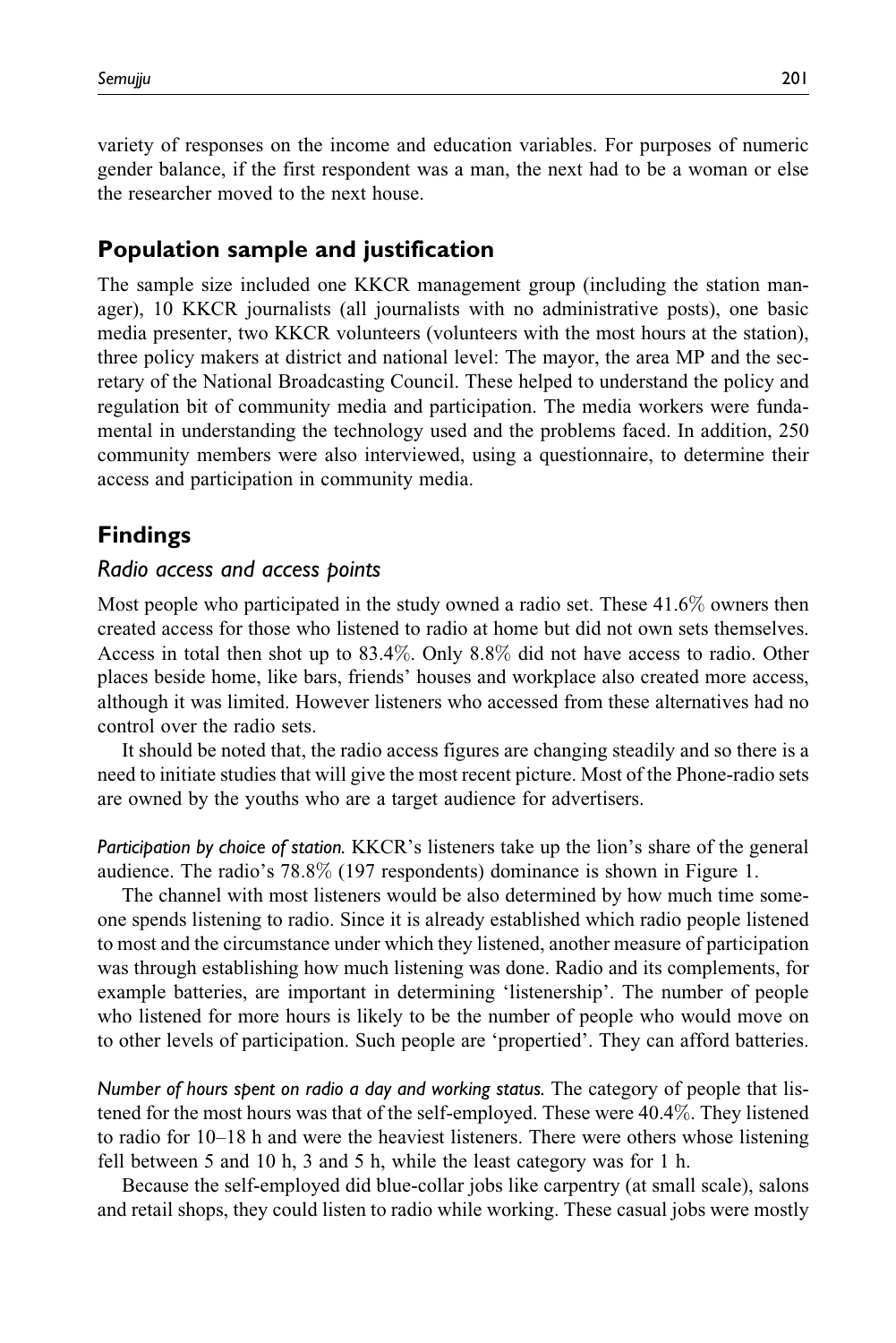variety of responses on the income and education variables. For purposes of numeric gender balance, if the first respondent was a man, the next had to be a woman or else the researcher moved to the next house.

## Population sample and justification

The sample size included one KKCR management group (including the station manager), 10 KKCR journalists (all journalists with no administrative posts), one basic media presenter, two KKCR volunteers (volunteers with the most hours at the station), three policy makers at district and national level: The mayor, the area MP and the secretary of the National Broadcasting Council. These helped to understand the policy and regulation bit of community media and participation. The media workers were fundamental in understanding the technology used and the problems faced. In addition, 250 community members were also interviewed, using a questionnaire, to determine their access and participation in community media.

## Findings

### *Radio access and access points*

Most people who participated in the study owned a radio set. These 41.6% owners then created access for those who listened to radio at home but did not own sets themselves. Access in total then shot up to 83.4%. Only 8.8% did not have access to radio. Other places beside home, like bars, friends' houses and workplace also created more access, although it was limited. However listeners who accessed from these alternatives had no control over the radio sets.

It should be noted that, the radio access figures are changing steadily and so there is a need to initiate studies that will give the most recent picture. Most of the Phone-radio sets are owned by the youths who are a target audience for advertisers.

*Participation by choice of station.* KKCR's listeners take up the lion's share of the general audience. The radio's 78.8% (197 respondents) dominance is shown in Figure 1.

The channel with most listeners would be also determined by how much time someone spends listening to radio. Since it is already established which radio people listened to most and the circumstance under which they listened, another measure of participation was through establishing how much listening was done. Radio and its complements, for example batteries, are important in determining 'listenership'. The number of people who listened for more hours is likely to be the number of people who would move on to other levels of participation. Such people are 'propertied'. They can afford batteries.

*Number of hours spent on radio a day and working status.* The category of people that listened for the most hours was that of the self-employed. These were 40.4%. They listened to radio for 10–18 h and were the heaviest listeners. There were others whose listening fell between 5 and 10 h, 3 and 5 h, while the least category was for 1 h.

Because the self-employed did blue-collar jobs like carpentry (at small scale), salons and retail shops, they could listen to radio while working. These casual jobs were mostly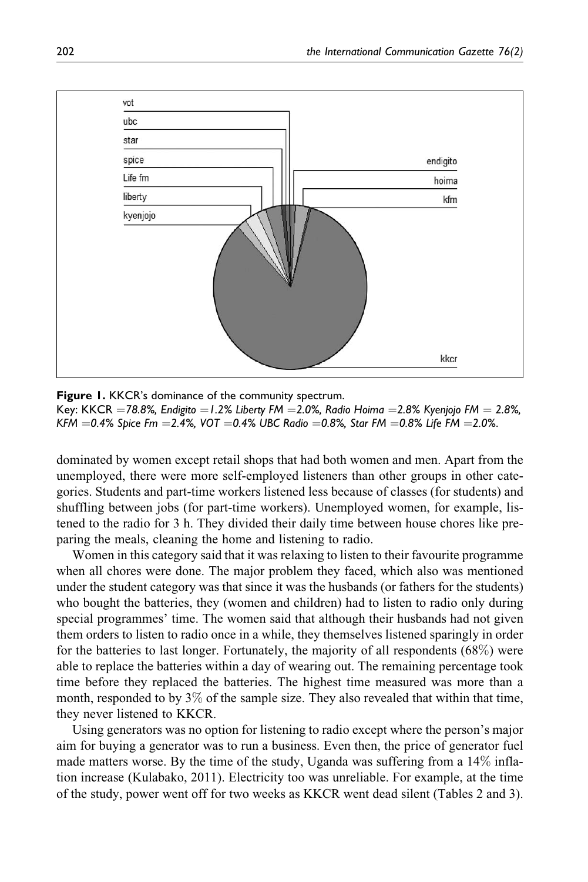**Figure 1.** KKCR's dominance of the community spectrum.
Key: KKCR =78.8%, Endigito =1.2% Liberty FM =2.0%, Radio Hoima =2.8% Kyenjojo FM = 2.8%, KFM =0.4% Spice Fm =2.4%, VOT =0.4% UBC Radio =0.8%, Star FM =0.8% Life FM =2.0%.

dominated by women except retail shops that had both women and men. Apart from the unemployed, there were more self-employed listeners than other groups in other categories. Students and part-time workers listened less because of classes (for students) and shuffling between jobs (for part-time workers). Unemployed women, for example, listened to the radio for 3 h. They divided their daily time between house chores like preparing the meals, cleaning the home and listening to radio.

Women in this category said that it was relaxing to listen to their favourite programme when all chores were done. The major problem they faced, which also was mentioned under the student category was that since it was the husbands (or fathers for the students) who bought the batteries, they (women and children) had to listen to radio only during special programmes' time. The women said that although their husbands had not given them orders to listen to radio once in a while, they themselves listened sparingly in order for the batteries to last longer. Fortunately, the majority of all respondents (68%) were able to replace the batteries within a day of wearing out. The remaining percentage took time before they replaced the batteries. The highest time measured was more than a month, responded to by 3% of the sample size. They also revealed that within that time, they never listened to KKCR.

Using generators was no option for listening to radio except where the person's major aim for buying a generator was to run a business. Even then, the price of generator fuel made matters worse. By the time of the study, Uganda was suffering from a 14% inflation increase (Kulabako, 2011). Electricity too was unreliable. For example, at the time of the study, power went off for two weeks as KKCR went dead silent (Tables 2 and 3).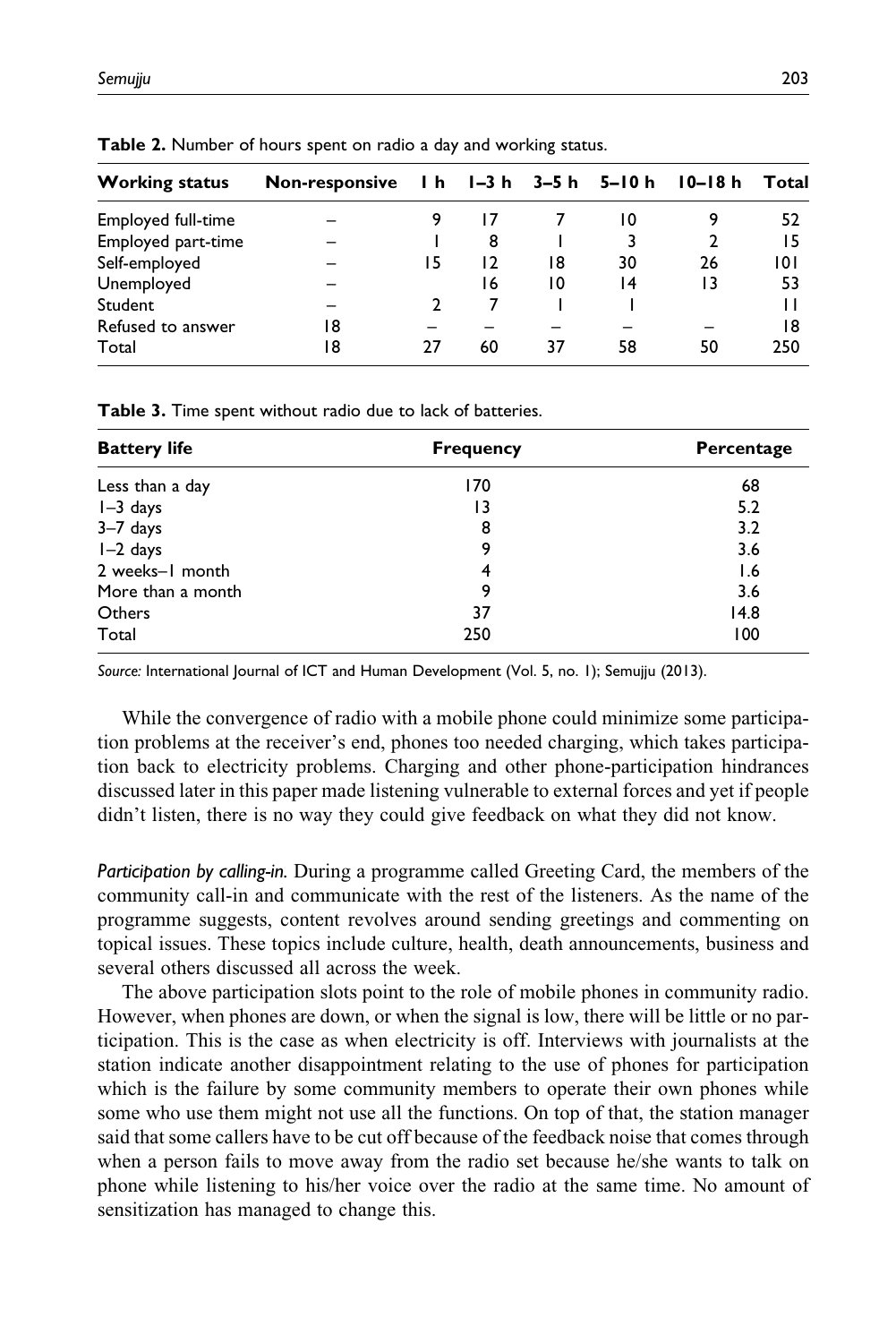**Table 2.** Number of hours spent on radio a day and working status.

| Working status | Non-responsive | 1 h | 1–3 h | 3–5 h | 5–10 h | 10–18 h | Total |
|---|---|---|---|---|---|---|---|
| Employed full-time | – | 9 | 17 | 7 | 10 | 9 | 52 |
| Employed part-time | – | 1 | 8 | 1 | 3 | 2 | 15 |
| Self-employed | – | 15 | 12 | 18 | 30 | 26 | 101 |
| Unemployed | – | | 16 | 10 | 14 | 13 | 53 |
| Student | – | 2 | 7 | 1 | 1 | | 11 |
| Refused to answer | 18 | – | – | – | – | – | 18 |
| Total | 18 | 27 | 60 | 37 | 58 | 50 | 250 |

**Table 3.** Time spent without radio due to lack of batteries.

| Battery life | Frequency | Percentage |
|---|---|---|
| Less than a day | 170 | 68 |
| 1–3 days | 13 | 5.2 |
| 3–7 days | 8 | 3.2 |
| 1–2 days | 9 | 3.6 |
| 2 weeks–1 month | 4 | 1.6 |
| More than a month | 9 | 3.6 |
| Others | 37 | 14.8 |
| Total | 250 | 100 |

*Source:* International Journal of ICT and Human Development (Vol. 5, no. 1); Semujju (2013).

While the convergence of radio with a mobile phone could minimize some participation problems at the receiver's end, phones too needed charging, which takes participation back to electricity problems. Charging and other phone-participation hindrances discussed later in this paper made listening vulnerable to external forces and yet if people didn't listen, there is no way they could give feedback on what they did not know.

*Participation by calling-in.* During a programme called Greeting Card, the members of the community call-in and communicate with the rest of the listeners. As the name of the programme suggests, content revolves around sending greetings and commenting on topical issues. These topics include culture, health, death announcements, business and several others discussed all across the week.

The above participation slots point to the role of mobile phones in community radio. However, when phones are down, or when the signal is low, there will be little or no participation. This is the case as when electricity is off. Interviews with journalists at the station indicate another disappointment relating to the use of phones for participation which is the failure by some community members to operate their own phones while some who use them might not use all the functions. On top of that, the station manager said that some callers have to be cut off because of the feedback noise that comes through when a person fails to move away from the radio set because he/she wants to talk on phone while listening to his/her voice over the radio at the same time. No amount of sensitization has managed to change this.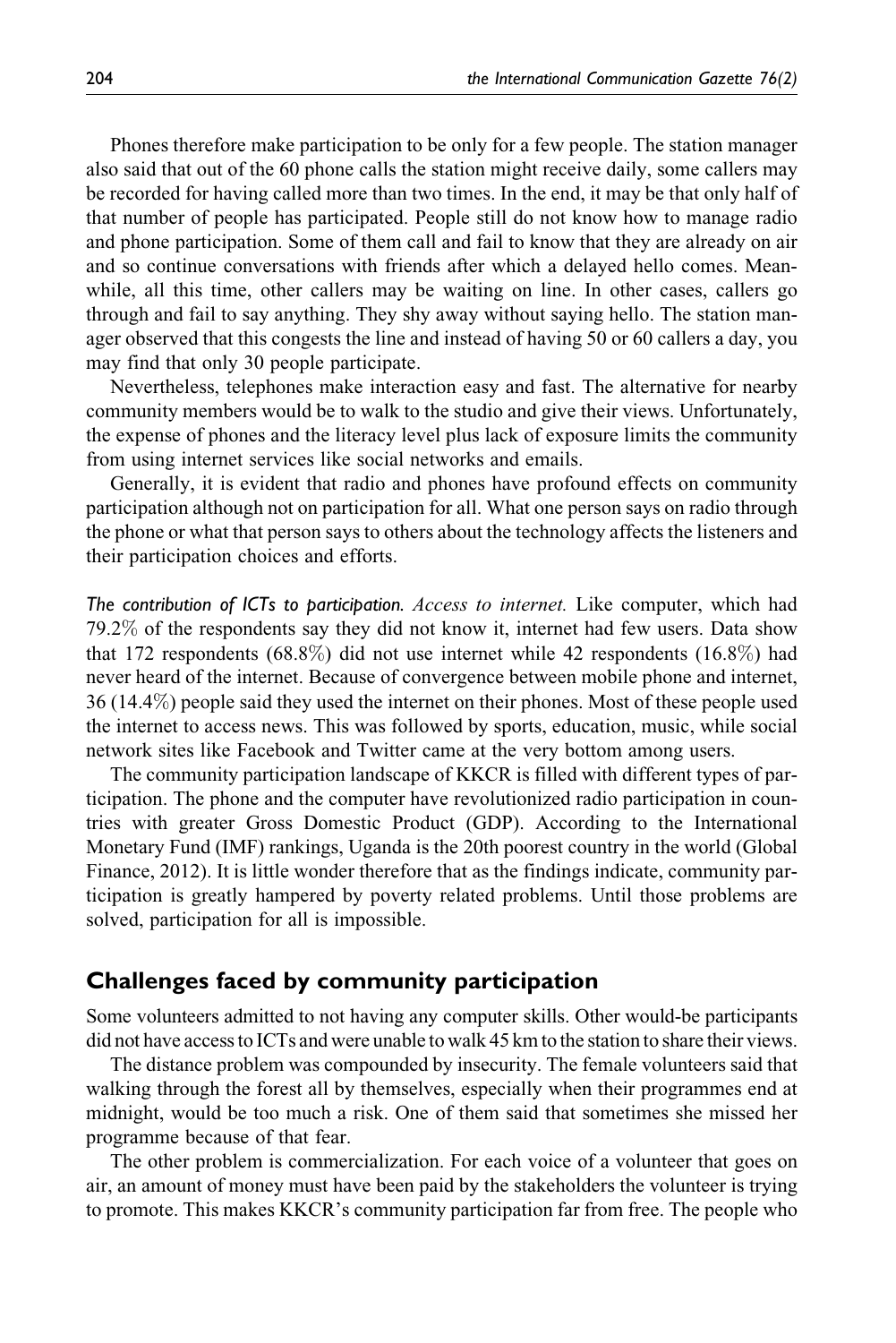Phones therefore make participation to be only for a few people. The station manager also said that out of the 60 phone calls the station might receive daily, some callers may be recorded for having called more than two times. In the end, it may be that only half of that number of people has participated. People still do not know how to manage radio and phone participation. Some of them call and fail to know that they are already on air and so continue conversations with friends after which a delayed hello comes. Meanwhile, all this time, other callers may be waiting on line. In other cases, callers go through and fail to say anything. They shy away without saying hello. The station manager observed that this congests the line and instead of having 50 or 60 callers a day, you may find that only 30 people participate.

Nevertheless, telephones make interaction easy and fast. The alternative for nearby community members would be to walk to the studio and give their views. Unfortunately, the expense of phones and the literacy level plus lack of exposure limits the community from using internet services like social networks and emails.

Generally, it is evident that radio and phones have profound effects on community participation although not on participation for all. What one person says on radio through the phone or what that person says to others about the technology affects the listeners and their participation choices and efforts.

*The contribution of ICTs to participation. Access to internet.* Like computer, which had 79.2% of the respondents say they did not know it, internet had few users. Data show that 172 respondents (68.8%) did not use internet while 42 respondents (16.8%) had never heard of the internet. Because of convergence between mobile phone and internet, 36 (14.4%) people said they used the internet on their phones. Most of these people used the internet to access news. This was followed by sports, education, music, while social network sites like Facebook and Twitter came at the very bottom among users.

The community participation landscape of KKCR is filled with different types of participation. The phone and the computer have revolutionized radio participation in countries with greater Gross Domestic Product (GDP). According to the International Monetary Fund (IMF) rankings, Uganda is the 20th poorest country in the world (Global Finance, 2012). It is little wonder therefore that as the findings indicate, community participation is greatly hampered by poverty related problems. Until those problems are solved, participation for all is impossible.

## Challenges faced by community participation

Some volunteers admitted to not having any computer skills. Other would-be participants did not have access to ICTs and were unable to walk 45 km to the station to share their views.

The distance problem was compounded by insecurity. The female volunteers said that walking through the forest all by themselves, especially when their programmes end at midnight, would be too much a risk. One of them said that sometimes she missed her programme because of that fear.

The other problem is commercialization. For each voice of a volunteer that goes on air, an amount of money must have been paid by the stakeholders the volunteer is trying to promote. This makes KKCR's community participation far from free. The people who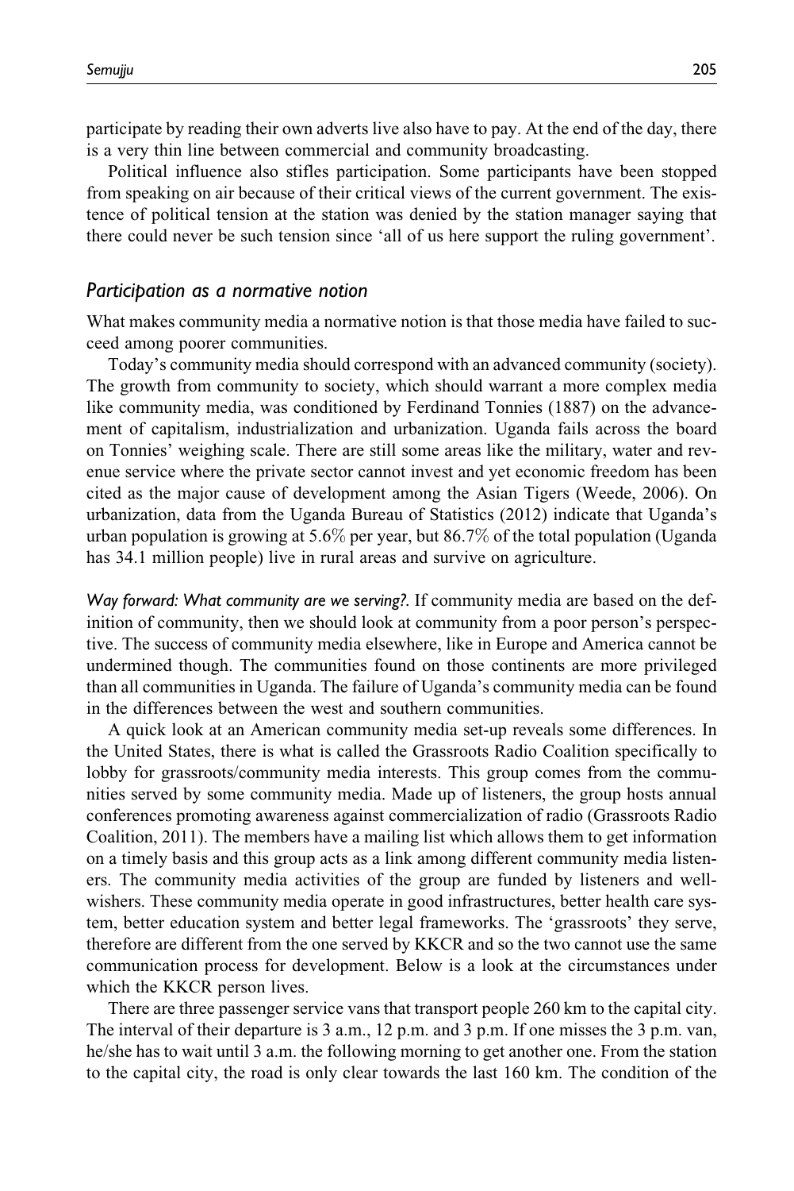participate by reading their own adverts live also have to pay. At the end of the day, there is a very thin line between commercial and community broadcasting.

Political influence also stifles participation. Some participants have been stopped from speaking on air because of their critical views of the current government. The existence of political tension at the station was denied by the station manager saying that there could never be such tension since 'all of us here support the ruling government'.

## *Participation as a normative notion*

What makes community media a normative notion is that those media have failed to succeed among poorer communities.

Today's community media should correspond with an advanced community (society). The growth from community to society, which should warrant a more complex media like community media, was conditioned by Ferdinand Tonnies (1887) on the advancement of capitalism, industrialization and urbanization. Uganda fails across the board on Tonnies' weighing scale. There are still some areas like the military, water and revenue service where the private sector cannot invest and yet economic freedom has been cited as the major cause of development among the Asian Tigers (Weede, 2006). On urbanization, data from the Uganda Bureau of Statistics (2012) indicate that Uganda's urban population is growing at 5.6% per year, but 86.7% of the total population (Uganda has 34.1 million people) live in rural areas and survive on agriculture.

*Way forward: What community are we serving?.* If community media are based on the definition of community, then we should look at community from a poor person's perspective. The success of community media elsewhere, like in Europe and America cannot be undermined though. The communities found on those continents are more privileged than all communities in Uganda. The failure of Uganda's community media can be found in the differences between the west and southern communities.

A quick look at an American community media set-up reveals some differences. In the United States, there is what is called the Grassroots Radio Coalition specifically to lobby for grassroots/community media interests. This group comes from the communities served by some community media. Made up of listeners, the group hosts annual conferences promoting awareness against commercialization of radio (Grassroots Radio Coalition, 2011). The members have a mailing list which allows them to get information on a timely basis and this group acts as a link among different community media listeners. The community media activities of the group are funded by listeners and well-wishers. These community media operate in good infrastructures, better health care system, better education system and better legal frameworks. The 'grassroots' they serve, therefore are different from the one served by KKCR and so the two cannot use the same communication process for development. Below is a look at the circumstances under which the KKCR person lives.

There are three passenger service vans that transport people 260 km to the capital city. The interval of their departure is 3 a.m., 12 p.m. and 3 p.m. If one misses the 3 p.m. van, he/she has to wait until 3 a.m. the following morning to get another one. From the station to the capital city, the road is only clear towards the last 160 km. The condition of the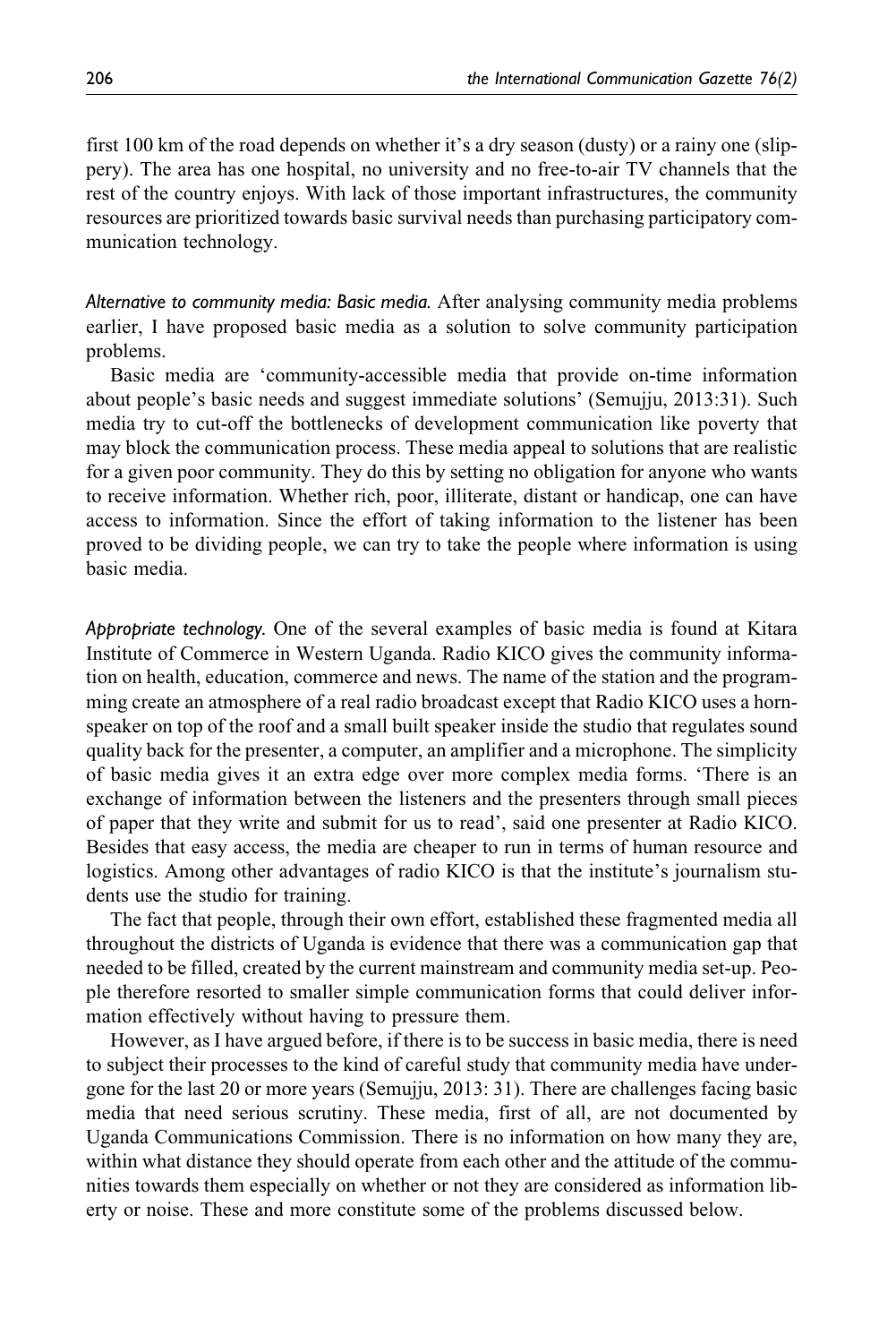first 100 km of the road depends on whether it's a dry season (dusty) or a rainy one (slippery). The area has one hospital, no university and no free-to-air TV channels that the rest of the country enjoys. With lack of those important infrastructures, the community resources are prioritized towards basic survival needs than purchasing participatory communication technology.

*Alternative to community media: Basic media.* After analysing community media problems earlier, I have proposed basic media as a solution to solve community participation problems.

Basic media are 'community-accessible media that provide on-time information about people's basic needs and suggest immediate solutions' (Semujju, 2013:31). Such media try to cut-off the bottlenecks of development communication like poverty that may block the communication process. These media appeal to solutions that are realistic for a given poor community. They do this by setting no obligation for anyone who wants to receive information. Whether rich, poor, illiterate, distant or handicap, one can have access to information. Since the effort of taking information to the listener has been proved to be dividing people, we can try to take the people where information is using basic media.

*Appropriate technology.* One of the several examples of basic media is found at Kitara Institute of Commerce in Western Uganda. Radio KICO gives the community information on health, education, commerce and news. The name of the station and the programming create an atmosphere of a real radio broadcast except that Radio KICO uses a horn-speaker on top of the roof and a small built speaker inside the studio that regulates sound quality back for the presenter, a computer, an amplifier and a microphone. The simplicity of basic media gives it an extra edge over more complex media forms. 'There is an exchange of information between the listeners and the presenters through small pieces of paper that they write and submit for us to read', said one presenter at Radio KICO. Besides that easy access, the media are cheaper to run in terms of human resource and logistics. Among other advantages of radio KICO is that the institute's journalism students use the studio for training.

The fact that people, through their own effort, established these fragmented media all throughout the districts of Uganda is evidence that there was a communication gap that needed to be filled, created by the current mainstream and community media set-up. People therefore resorted to smaller simple communication forms that could deliver information effectively without having to pressure them.

However, as I have argued before, if there is to be success in basic media, there is need to subject their processes to the kind of careful study that community media have undergone for the last 20 or more years (Semujju, 2013: 31). There are challenges facing basic media that need serious scrutiny. These media, first of all, are not documented by Uganda Communications Commission. There is no information on how many they are, within what distance they should operate from each other and the attitude of the communities towards them especially on whether or not they are considered as information liberty or noise. These and more constitute some of the problems discussed below.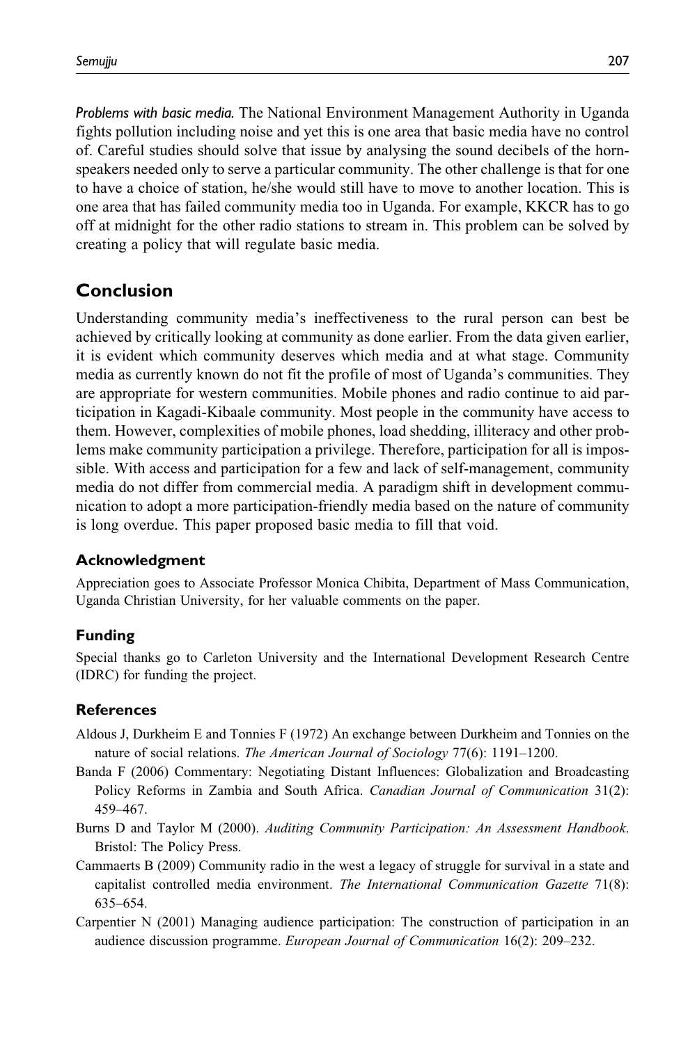*Problems with basic media.* The National Environment Management Authority in Uganda fights pollution including noise and yet this is one area that basic media have no control of. Careful studies should solve that issue by analysing the sound decibels of the horn-speakers needed only to serve a particular community. The other challenge is that for one to have a choice of station, he/she would still have to move to another location. This is one area that has failed community media too in Uganda. For example, KKCR has to go off at midnight for the other radio stations to stream in. This problem can be solved by creating a policy that will regulate basic media.

## Conclusion

Understanding community media's ineffectiveness to the rural person can best be achieved by critically looking at community as done earlier. From the data given earlier, it is evident which community deserves which media and at what stage. Community media as currently known do not fit the profile of most of Uganda's communities. They are appropriate for western communities. Mobile phones and radio continue to aid participation in Kagadi-Kibaale community. Most people in the community have access to them. However, complexities of mobile phones, load shedding, illiteracy and other problems make community participation a privilege. Therefore, participation for all is impossible. With access and participation for a few and lack of self-management, community media do not differ from commercial media. A paradigm shift in development communication to adopt a more participation-friendly media based on the nature of community is long overdue. This paper proposed basic media to fill that void.

### Acknowledgment

Appreciation goes to Associate Professor Monica Chibita, Department of Mass Communication, Uganda Christian University, for her valuable comments on the paper.

### Funding

Special thanks go to Carleton University and the International Development Research Centre (IDRC) for funding the project.

### References

Aldous J, Durkheim E and Tonnies F (1972) An exchange between Durkheim and Tonnies on the nature of social relations. *The American Journal of Sociology* 77(6): 1191–1200.

Banda F (2006) Commentary: Negotiating Distant Influences: Globalization and Broadcasting Policy Reforms in Zambia and South Africa. *Canadian Journal of Communication* 31(2): 459–467.

Burns D and Taylor M (2000). *Auditing Community Participation: An Assessment Handbook*. Bristol: The Policy Press.

Cammaerts B (2009) Community radio in the west a legacy of struggle for survival in a state and capitalist controlled media environment. *The International Communication Gazette* 71(8): 635–654.

Carpentier N (2001) Managing audience participation: The construction of participation in an audience discussion programme. *European Journal of Communication* 16(2): 209–232.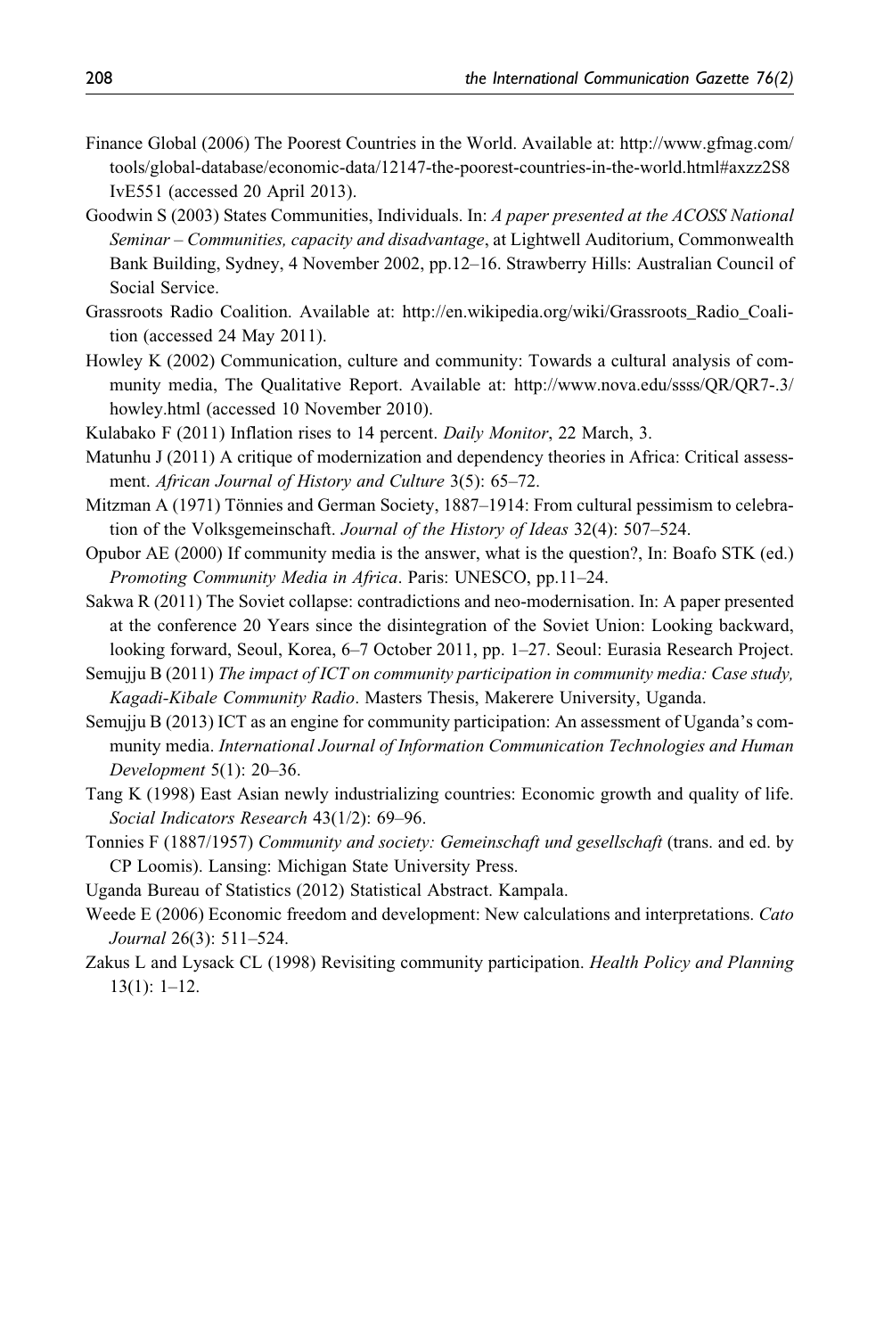Finance Global (2006) The Poorest Countries in the World. Available at: http://www.gfmag.com/tools/global-database/economic-data/12147-the-poorest-countries-in-the-world.html#axzz2S8IvE551 (accessed 20 April 2013).

Goodwin S (2003) States Communities, Individuals. In: *A paper presented at the ACOSS National Seminar – Communities, capacity and disadvantage*, at Lightwell Auditorium, Commonwealth Bank Building, Sydney, 4 November 2002, pp.12–16. Strawberry Hills: Australian Council of Social Service.

Grassroots Radio Coalition. Available at: http://en.wikipedia.org/wiki/Grassroots_Radio_Coalition (accessed 24 May 2011).

Howley K (2002) Communication, culture and community: Towards a cultural analysis of community media, The Qualitative Report. Available at: http://www.nova.edu/ssss/QR/QR7-.3/howley.html (accessed 10 November 2010).

Kulabako F (2011) Inflation rises to 14 percent. *Daily Monitor*, 22 March, 3.

Matunhu J (2011) A critique of modernization and dependency theories in Africa: Critical assessment. *African Journal of History and Culture* 3(5): 65–72.

Mitzman A (1971) Tönnies and German Society, 1887–1914: From cultural pessimism to celebration of the Volksgemeinschaft. *Journal of the History of Ideas* 32(4): 507–524.

Opubor AE (2000) If community media is the answer, what is the question?, In: Boafo STK (ed.) *Promoting Community Media in Africa*. Paris: UNESCO, pp.11–24.

Sakwa R (2011) The Soviet collapse: contradictions and neo-modernisation. In: A paper presented at the conference 20 Years since the disintegration of the Soviet Union: Looking backward, looking forward, Seoul, Korea, 6–7 October 2011, pp. 1–27. Seoul: Eurasia Research Project.

Semujju B (2011) *The impact of ICT on community participation in community media: Case study, Kagadi-Kibale Community Radio*. Masters Thesis, Makerere University, Uganda.

Semujju B (2013) ICT as an engine for community participation: An assessment of Uganda's community media. *International Journal of Information Communication Technologies and Human Development* 5(1): 20–36.

Tang K (1998) East Asian newly industrializing countries: Economic growth and quality of life. *Social Indicators Research* 43(1/2): 69–96.

Tonnies F (1887/1957) *Community and society: Gemeinschaft und gesellschaft* (trans. and ed. by CP Loomis). Lansing: Michigan State University Press.

Uganda Bureau of Statistics (2012) Statistical Abstract. Kampala.

Weede E (2006) Economic freedom and development: New calculations and interpretations. *Cato Journal* 26(3): 511–524.

Zakus L and Lysack CL (1998) Revisiting community participation. *Health Policy and Planning* 13(1): 1–12.